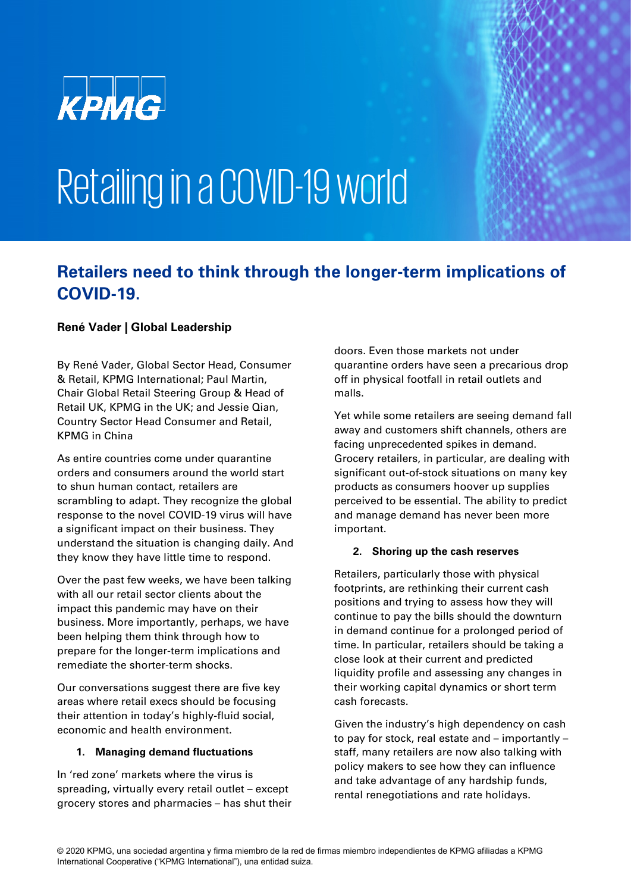KPMG

# Retailing in a COVID-19 world

## Retailers need to think through the longer-term implications of COVID-19.

**René Vader | Global Leadership**

By René Vader, Global Sector Head, Consumer & Retail, KPMG International; Paul Martin, Chair Global Retail Steering Group & Head of Retail UK, KPMG in the UK; and Jessie Qian, Country Sector Head Consumer and Retail, KPMG in China

As entire countries come under quarantine orders and consumers around the world start to shun human contact, retailers are scrambling to adapt. They recognize the global response to the novel COVID-19 virus will have a significant impact on their business. They understand the situation is changing daily. And they know they have little time to respond.

Over the past few weeks, we have been talking with all our retail sector clients about the impact this pandemic may have on their business. More importantly, perhaps, we have been helping them think through how to prepare for the longer-term implications and remediate the shorter-term shocks.

Our conversations suggest there are five key areas where retail execs should be focusing their attention in today's highly-fluid social, economic and health environment.

1. **Managing demand fluctuations**

In 'red zone' markets where the virus is spreading, virtually every retail outlet – except grocery stores and pharmacies – has shut their doors. Even those markets not under quarantine orders have seen a precarious drop off in physical footfall in retail outlets and malls.

Yet while some retailers are seeing demand fall away and customers shift channels, others are facing unprecedented spikes in demand. Grocery retailers, in particular, are dealing with significant out-of-stock situations on many key products as consumers hoover up supplies perceived to be essential. The ability to predict and manage demand has never been more important.

2. **Shoring up the cash reserves**

Retailers, particularly those with physical footprints, are rethinking their current cash positions and trying to assess how they will continue to pay the bills should the downturn in demand continue for a prolonged period of time. In particular, retailers should be taking a close look at their current and predicted liquidity profile and assessing any changes in their working capital dynamics or short term cash forecasts.

Given the industry's high dependency on cash to pay for stock, real estate and – importantly – staff, many retailers are now also talking with policy makers to see how they can influence and take advantage of any hardship funds, rental renegotiations and rate holidays.

© 2020 KPMG, una sociedad argentina y firma miembro de la red de firmas miembro independientes de KPMG afiliadas a KPMG International Cooperative ("KPMG International"), una entidad suiza.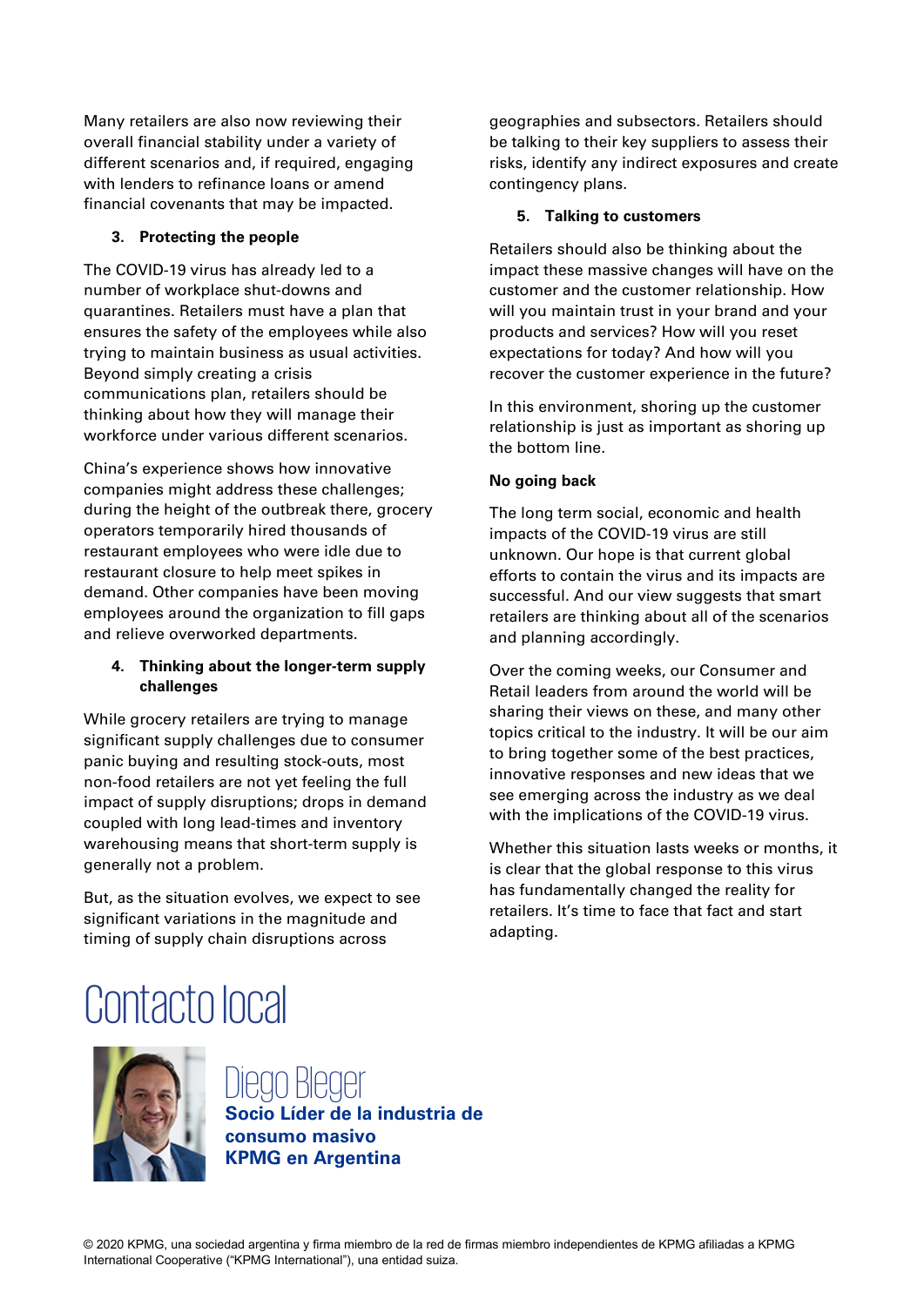Many retailers are also now reviewing their overall financial stability under a variety of different scenarios and, if required, engaging with lenders to refinance loans or amend financial covenants that may be impacted.

3. **Protecting the people**

The COVID-19 virus has already led to a number of workplace shut-downs and quarantines. Retailers must have a plan that ensures the safety of the employees while also trying to maintain business as usual activities. Beyond simply creating a crisis communications plan, retailers should be thinking about how they will manage their workforce under various different scenarios.

China's experience shows how innovative companies might address these challenges; during the height of the outbreak there, grocery operators temporarily hired thousands of restaurant employees who were idle due to restaurant closure to help meet spikes in demand. Other companies have been moving employees around the organization to fill gaps and relieve overworked departments.

4. **Thinking about the longer-term supply challenges**

While grocery retailers are trying to manage significant supply challenges due to consumer panic buying and resulting stock-outs, most non-food retailers are not yet feeling the full impact of supply disruptions; drops in demand coupled with long lead-times and inventory warehousing means that short-term supply is generally not a problem.

But, as the situation evolves, we expect to see significant variations in the magnitude and timing of supply chain disruptions across geographies and subsectors. Retailers should be talking to their key suppliers to assess their risks, identify any indirect exposures and create contingency plans.

5. **Talking to customers**

Retailers should also be thinking about the impact these massive changes will have on the customer and the customer relationship. How will you maintain trust in your brand and your products and services? How will you reset expectations for today? And how will you recover the customer experience in the future?

In this environment, shoring up the customer relationship is just as important as shoring up the bottom line.

**No going back**

The long term social, economic and health impacts of the COVID-19 virus are still unknown. Our hope is that current global efforts to contain the virus and its impacts are successful. And our view suggests that smart retailers are thinking about all of the scenarios and planning accordingly.

Over the coming weeks, our Consumer and Retail leaders from around the world will be sharing their views on these, and many other topics critical to the industry. It will be our aim to bring together some of the best practices, innovative responses and new ideas that we see emerging across the industry as we deal with the implications of the COVID-19 virus.

Whether this situation lasts weeks or months, it is clear that the global response to this virus has fundamentally changed the reality for retailers. It's time to face that fact and start adapting.

# Contacto local

## Diego Bleger

**Socio Líder de la industria de consumo masivo**
**KPMG en Argentina**

© 2020 KPMG, una sociedad argentina y firma miembro de la red de firmas miembro independientes de KPMG afiliadas a KPMG International Cooperative ("KPMG International"), una entidad suiza.